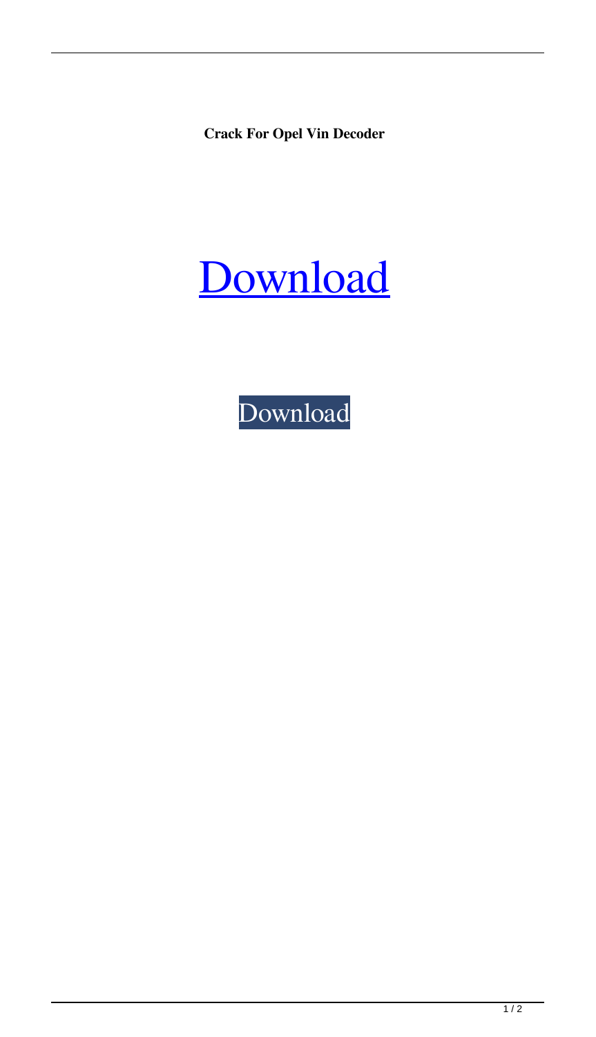**Crack For Opel Vin Decoder**

[Download]

[Download]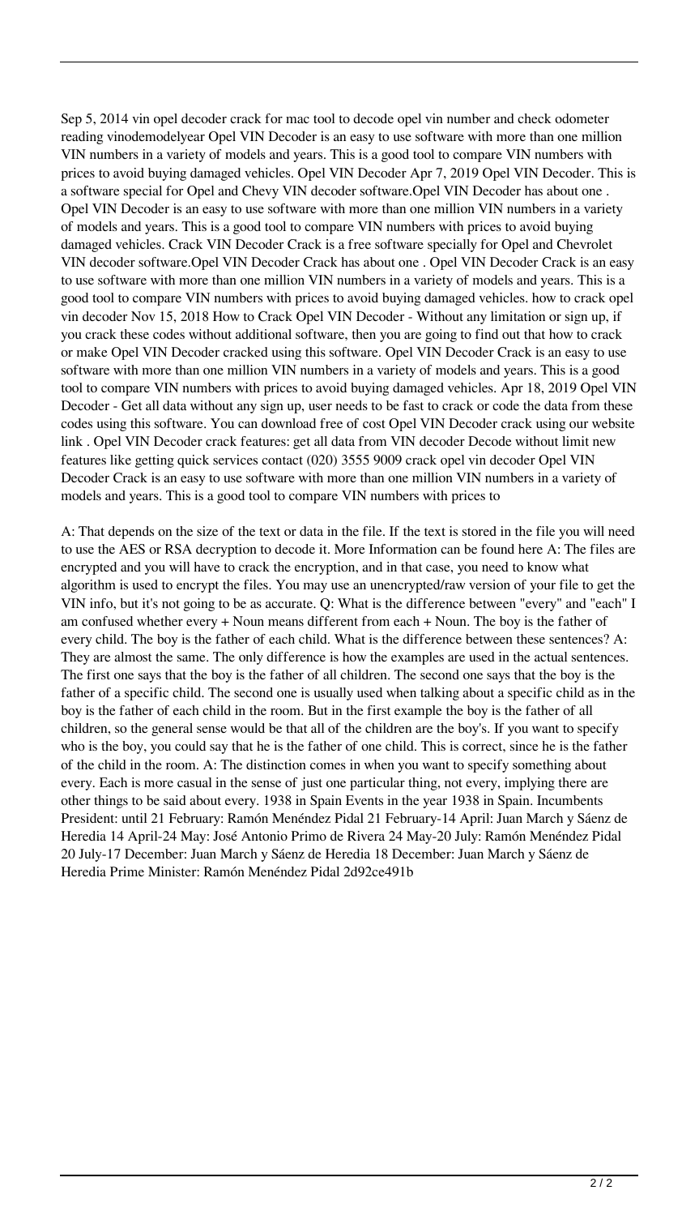Sep 5, 2014 vin opel decoder crack for mac tool to decode opel vin number and check odometer reading vinodemodelyear Opel VIN Decoder is an easy to use software with more than one million VIN numbers in a variety of models and years. This is a good tool to compare VIN numbers with prices to avoid buying damaged vehicles. Opel VIN Decoder Apr 7, 2019 Opel VIN Decoder. This is a software special for Opel and Chevy VIN decoder software.Opel VIN Decoder has about one . Opel VIN Decoder is an easy to use software with more than one million VIN numbers in a variety of models and years. This is a good tool to compare VIN numbers with prices to avoid buying damaged vehicles. Crack VIN Decoder Crack is a free software specially for Opel and Chevrolet VIN decoder software.Opel VIN Decoder Crack has about one . Opel VIN Decoder Crack is an easy to use software with more than one million VIN numbers in a variety of models and years. This is a good tool to compare VIN numbers with prices to avoid buying damaged vehicles. how to crack opel vin decoder Nov 15, 2018 How to Crack Opel VIN Decoder - Without any limitation or sign up, if you crack these codes without additional software, then you are going to find out that how to crack or make Opel VIN Decoder cracked using this software. Opel VIN Decoder Crack is an easy to use software with more than one million VIN numbers in a variety of models and years. This is a good tool to compare VIN numbers with prices to avoid buying damaged vehicles. Apr 18, 2019 Opel VIN Decoder - Get all data without any sign up, user needs to be fast to crack or code the data from these codes using this software. You can download free of cost Opel VIN Decoder crack using our website link . Opel VIN Decoder crack features: get all data from VIN decoder Decode without limit new features like getting quick services contact (020) 3555 9009 crack opel vin decoder Opel VIN Decoder Crack is an easy to use software with more than one million VIN numbers in a variety of models and years. This is a good tool to compare VIN numbers with prices to

A: That depends on the size of the text or data in the file. If the text is stored in the file you will need to use the AES or RSA decryption to decode it. More Information can be found here A: The files are encrypted and you will have to crack the encryption, and in that case, you need to know what algorithm is used to encrypt the files. You may use an unencrypted/raw version of your file to get the VIN info, but it's not going to be as accurate. Q: What is the difference between "every" and "each" I am confused whether every + Noun means different from each + Noun. The boy is the father of every child. The boy is the father of each child. What is the difference between these sentences? A: They are almost the same. The only difference is how the examples are used in the actual sentences. The first one says that the boy is the father of all children. The second one says that the boy is the father of a specific child. The second one is usually used when talking about a specific child as in the boy is the father of each child in the room. But in the first example the boy is the father of all children, so the general sense would be that all of the children are the boy's. If you want to specify who is the boy, you could say that he is the father of one child. This is correct, since he is the father of the child in the room. A: The distinction comes in when you want to specify something about every. Each is more casual in the sense of just one particular thing, not every, implying there are other things to be said about every. 1938 in Spain Events in the year 1938 in Spain. Incumbents President: until 21 February: Ramón Menéndez Pidal 21 February-14 April: Juan March y Sáenz de Heredia 14 April-24 May: José Antonio Primo de Rivera 24 May-20 July: Ramón Menéndez Pidal 20 July-17 December: Juan March y Sáenz de Heredia 18 December: Juan March y Sáenz de Heredia Prime Minister: Ramón Menéndez Pidal 2d92ce491b